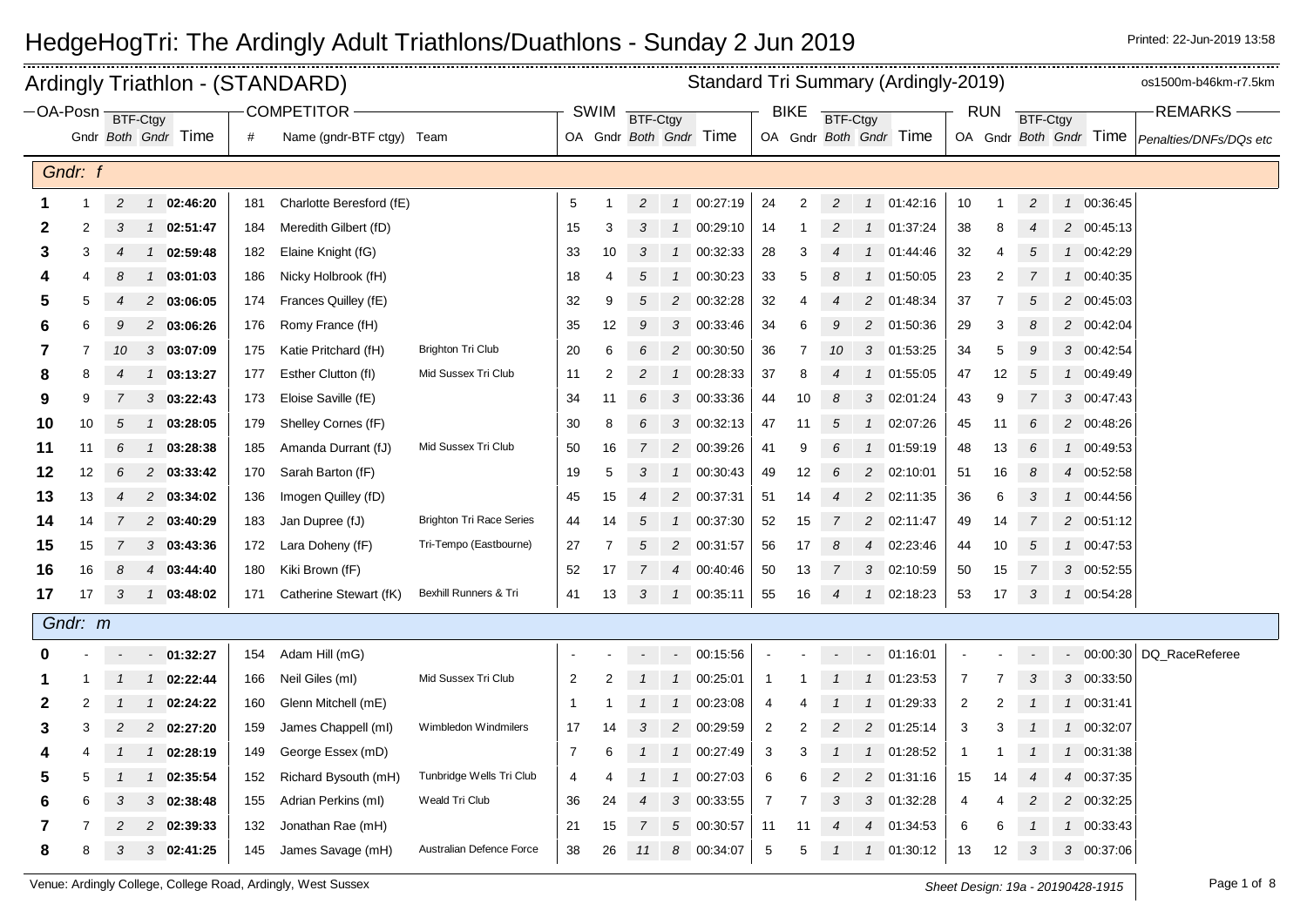# HedgeHogTri: The Ardingly Adult Triathlons/Duathlons - Sunday 2 Jun 2019

Printed: 22-Jun-2019 13:58

## Ardingly Triathlon - (STANDARD)

Standard Tri Summary (Ardingly-2019) — os1500m-b46km-r7.5km

| OA-Posn | Gndr | BTF-Ctgy Both | BTF-Ctgy Gndr | Time | # | Name (gndr-BTF ctgy) | Team | SWIM OA | SWIM Gndr | SWIM BTF-Ctgy Both | SWIM BTF-Ctgy Gndr | SWIM Time | BIKE OA | BIKE Gndr | BIKE BTF-Ctgy Both | BIKE BTF-Ctgy Gndr | BIKE Time | RUN OA | RUN Gndr | RUN BTF-Ctgy Both | RUN BTF-Ctgy Gndr | RUN Time | REMARKS Penalties/DNFs/DQs etc |
|---|---|---|---|---|---|---|---|---|---|---|---|---|---|---|---|---|---|---|---|---|---|---|---|
| **Gndr: f** | | | | | | | | | | | | | | | | | | | | | | | |
| **1** | 1 | 2 | 1 | **02:46:20** | 181 | Charlotte Beresford (fE) | | 5 | 1 | 2 | 1 | 00:27:19 | 24 | 2 | 2 | 1 | 01:42:16 | 10 | 1 | 2 | 1 | 00:36:45 | |
| **2** | 2 | 3 | 1 | **02:51:47** | 184 | Meredith Gilbert (fD) | | 15 | 3 | 3 | 1 | 00:29:10 | 14 | 1 | 2 | 1 | 01:37:24 | 38 | 8 | 4 | 2 | 00:45:13 | |
| **3** | 3 | 4 | 1 | **02:59:48** | 182 | Elaine Knight (fG) | | 33 | 10 | 3 | 1 | 00:32:33 | 28 | 3 | 4 | 1 | 01:44:46 | 32 | 4 | 5 | 1 | 00:42:29 | |
| **4** | 4 | 8 | 1 | **03:01:03** | 186 | Nicky Holbrook (fH) | | 18 | 4 | 5 | 1 | 00:30:23 | 33 | 5 | 8 | 1 | 01:50:05 | 23 | 2 | 7 | 1 | 00:40:35 | |
| **5** | 5 | 4 | 2 | **03:06:05** | 174 | Frances Quilley (fE) | | 32 | 9 | 5 | 2 | 00:32:28 | 32 | 4 | 4 | 2 | 01:48:34 | 37 | 7 | 5 | 2 | 00:45:03 | |
| **6** | 6 | 9 | 2 | **03:06:26** | 176 | Romy France (fH) | | 35 | 12 | 9 | 3 | 00:33:46 | 34 | 6 | 9 | 2 | 01:50:36 | 29 | 3 | 8 | 2 | 00:42:04 | |
| **7** | 7 | 10 | 3 | **03:07:09** | 175 | Katie Pritchard (fH) | Brighton Tri Club | 20 | 6 | 6 | 2 | 00:30:50 | 36 | 7 | 10 | 3 | 01:53:25 | 34 | 5 | 9 | 3 | 00:42:54 | |
| **8** | 8 | 4 | 1 | **03:13:27** | 177 | Esther Clutton (fI) | Mid Sussex Tri Club | 11 | 2 | 2 | 1 | 00:28:33 | 37 | 8 | 4 | 1 | 01:55:05 | 47 | 12 | 5 | 1 | 00:49:49 | |
| **9** | 9 | 7 | 3 | **03:22:43** | 173 | Eloise Saville (fE) | | 34 | 11 | 6 | 3 | 00:33:36 | 44 | 10 | 8 | 3 | 02:01:24 | 43 | 9 | 7 | 3 | 00:47:43 | |
| **10** | 10 | 5 | 1 | **03:28:05** | 179 | Shelley Cornes (fF) | | 30 | 8 | 6 | 3 | 00:32:13 | 47 | 11 | 5 | 1 | 02:07:26 | 45 | 11 | 6 | 2 | 00:48:26 | |
| **11** | 11 | 6 | 1 | **03:28:38** | 185 | Amanda Durrant (fJ) | Mid Sussex Tri Club | 50 | 16 | 7 | 2 | 00:39:26 | 41 | 9 | 6 | 1 | 01:59:19 | 48 | 13 | 6 | 1 | 00:49:53 | |
| **12** | 12 | 6 | 2 | **03:33:42** | 170 | Sarah Barton (fF) | | 19 | 5 | 3 | 1 | 00:30:43 | 49 | 12 | 6 | 2 | 02:10:01 | 51 | 16 | 8 | 4 | 00:52:58 | |
| **13** | 13 | 4 | 2 | **03:34:02** | 136 | Imogen Quilley (fD) | | 45 | 15 | 4 | 2 | 00:37:31 | 51 | 14 | 4 | 2 | 02:11:35 | 36 | 6 | 3 | 1 | 00:44:56 | |
| **14** | 14 | 7 | 2 | **03:40:29** | 183 | Jan Dupree (fJ) | Brighton Tri Race Series | 44 | 14 | 5 | 1 | 00:37:30 | 52 | 15 | 7 | 2 | 02:11:47 | 49 | 14 | 7 | 2 | 00:51:12 | |
| **15** | 15 | 7 | 3 | **03:43:36** | 172 | Lara Doheny (fF) | Tri-Tempo (Eastbourne) | 27 | 7 | 5 | 2 | 00:31:57 | 56 | 17 | 8 | 4 | 02:23:46 | 44 | 10 | 5 | 1 | 00:47:53 | |
| **16** | 16 | 8 | 4 | **03:44:40** | 180 | Kiki Brown (fF) | | 52 | 17 | 7 | 4 | 00:40:46 | 50 | 13 | 7 | 3 | 02:10:59 | 50 | 15 | 7 | 3 | 00:52:55 | |
| **17** | 17 | 3 | 1 | **03:48:02** | 171 | Catherine Stewart (fK) | Bexhill Runners & Tri | 41 | 13 | 3 | 1 | 00:35:11 | 55 | 16 | 4 | 1 | 02:18:23 | 53 | 17 | 3 | 1 | 00:54:28 | |
| **Gndr: m** | | | | | | | | | | | | | | | | | | | | | | | |
| **0** | - | - | - | **01:32:27** | 154 | Adam Hill (mG) | | - | - | - | - | 00:15:56 | - | - | - | - | 01:16:01 | - | - | - | - | 00:00:30 | DQ_RaceReferee |
| **1** | 1 | 1 | 1 | **02:22:44** | 166 | Neil Giles (mI) | Mid Sussex Tri Club | 2 | 2 | 1 | 1 | 00:25:01 | 1 | 1 | 1 | 1 | 01:23:53 | 7 | 7 | 3 | 3 | 00:33:50 | |
| **2** | 2 | 1 | 1 | **02:24:22** | 160 | Glenn Mitchell (mE) | | 1 | 1 | 1 | 1 | 00:23:08 | 4 | 4 | 1 | 1 | 01:29:33 | 2 | 2 | 1 | 1 | 00:31:41 | |
| **3** | 3 | 2 | 2 | **02:27:20** | 159 | James Chappell (mI) | Wimbledon Windmilers | 17 | 14 | 3 | 2 | 00:29:59 | 2 | 2 | 2 | 2 | 01:25:14 | 3 | 3 | 1 | 1 | 00:32:07 | |
| **4** | 4 | 1 | 1 | **02:28:19** | 149 | George Essex (mD) | | 7 | 6 | 1 | 1 | 00:27:49 | 3 | 3 | 1 | 1 | 01:28:52 | 1 | 1 | 1 | 1 | 00:31:38 | |
| **5** | 5 | 1 | 1 | **02:35:54** | 152 | Richard Bysouth (mH) | Tunbridge Wells Tri Club | 4 | 4 | 1 | 1 | 00:27:03 | 6 | 6 | 2 | 2 | 01:31:16 | 15 | 14 | 4 | 4 | 00:37:35 | |
| **6** | 6 | 3 | 3 | **02:38:48** | 155 | Adrian Perkins (mI) | Weald Tri Club | 36 | 24 | 4 | 3 | 00:33:55 | 7 | 7 | 3 | 3 | 01:32:28 | 4 | 4 | 2 | 2 | 00:32:25 | |
| **7** | 7 | 2 | 2 | **02:39:33** | 132 | Jonathan Rae (mH) | | 21 | 15 | 7 | 5 | 00:30:57 | 11 | 11 | 4 | 4 | 01:34:53 | 6 | 6 | 1 | 1 | 00:33:43 | |
| **8** | 8 | 3 | 3 | **02:41:25** | 145 | James Savage (mH) | Australian Defence Force | 38 | 26 | 11 | 8 | 00:34:07 | 5 | 5 | 1 | 1 | 01:30:12 | 13 | 12 | 3 | 3 | 00:37:06 | |

Venue: Ardingly College, College Road, Ardingly, West Sussex

Sheet Design: 19a - 20190428-1915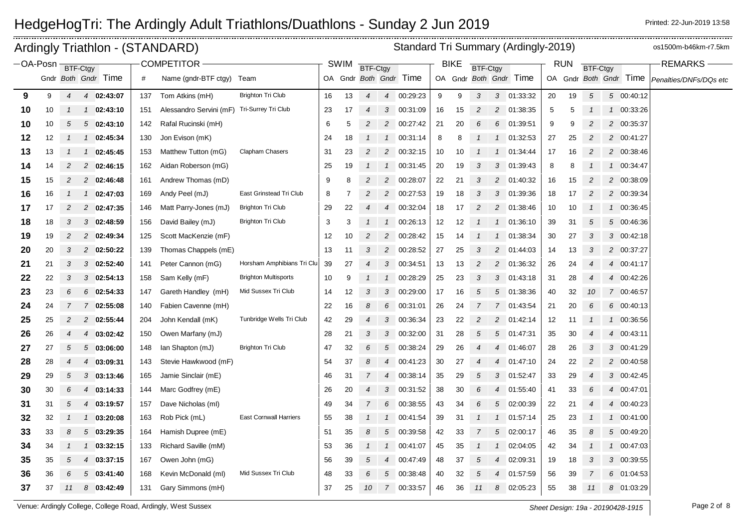# HedgeHogTri: The Ardingly Adult Triathlons/Duathlons - Sunday 2 Jun 2019

Printed: 22-Jun-2019 13:58

## Ardingly Triathlon - (STANDARD)

Standard Tri Summary (Ardingly-2019)

os1500m-b46km-r7.5km

| OA-Posn | | | | | COMPETITOR | | | SWIM | | | | | BIKE | | | | | RUN | | | | | REMARKS |
|---|---|---|---|---|---|---|---|---|---|---|---|---|---|---|---|---|---|---|---|---|---|---|---|
| | | BTF-Ctgy | | | | | | | | BTF-Ctgy | | | | | BTF-Ctgy | | | | | BTF-Ctgy | | | |
| | Gndr | Both | Gndr | Time | # | Name (gndr-BTF ctgy) | Team | OA | Gndr | Both | Gndr | Time | OA | Gndr | Both | Gndr | Time | OA | Gndr | Both | Gndr | Time | Penalties/DNFs/DQs etc |
| 9 | 9 | 4 | 4 | 02:43:07 | 137 | Tom Atkins (mH) | Brighton Tri Club | 16 | 13 | 4 | 4 | 00:29:23 | 9 | 9 | 3 | 3 | 01:33:32 | 20 | 19 | 5 | 5 | 00:40:12 | |
| 10 | 10 | 1 | 1 | 02:43:10 | 151 | Alessandro Servini (mF) | Tri-Surrey Tri Club | 23 | 17 | 4 | 3 | 00:31:09 | 16 | 15 | 2 | 2 | 01:38:35 | 5 | 5 | 1 | 1 | 00:33:26 | |
| 10 | 10 | 5 | 5 | 02:43:10 | 142 | Rafal Rucinski (mH) | | 6 | 5 | 2 | 2 | 00:27:42 | 21 | 20 | 6 | 6 | 01:39:51 | 9 | 9 | 2 | 2 | 00:35:37 | |
| 12 | 12 | 1 | 1 | 02:45:34 | 130 | Jon Evison (mK) | | 24 | 18 | 1 | 1 | 00:31:14 | 8 | 8 | 1 | 1 | 01:32:53 | 27 | 25 | 2 | 2 | 00:41:27 | |
| 13 | 13 | 1 | 1 | 02:45:45 | 153 | Matthew Tutton (mG) | Clapham Chasers | 31 | 23 | 2 | 2 | 00:32:15 | 10 | 10 | 1 | 1 | 01:34:44 | 17 | 16 | 2 | 2 | 00:38:46 | |
| 14 | 14 | 2 | 2 | 02:46:15 | 162 | Aidan Roberson (mG) | | 25 | 19 | 1 | 1 | 00:31:45 | 20 | 19 | 3 | 3 | 01:39:43 | 8 | 8 | 1 | 1 | 00:34:47 | |
| 15 | 15 | 2 | 2 | 02:46:48 | 161 | Andrew Thomas (mD) | | 9 | 8 | 2 | 2 | 00:28:07 | 22 | 21 | 3 | 2 | 01:40:32 | 16 | 15 | 2 | 2 | 00:38:09 | |
| 16 | 16 | 1 | 1 | 02:47:03 | 169 | Andy Peel (mJ) | East Grinstead Tri Club | 8 | 7 | 2 | 2 | 00:27:53 | 19 | 18 | 3 | 3 | 01:39:36 | 18 | 17 | 2 | 2 | 00:39:34 | |
| 17 | 17 | 2 | 2 | 02:47:35 | 146 | Matt Parry-Jones (mJ) | Brighton Tri Club | 29 | 22 | 4 | 4 | 00:32:04 | 18 | 17 | 2 | 2 | 01:38:46 | 10 | 10 | 1 | 1 | 00:36:45 | |
| 18 | 18 | 3 | 3 | 02:48:59 | 156 | David Bailey (mJ) | Brighton Tri Club | 3 | 3 | 1 | 1 | 00:26:13 | 12 | 12 | 1 | 1 | 01:36:10 | 39 | 31 | 5 | 5 | 00:46:36 | |
| 19 | 19 | 2 | 2 | 02:49:34 | 125 | Scott MacKenzie (mF) | | 12 | 10 | 2 | 2 | 00:28:42 | 15 | 14 | 1 | 1 | 01:38:34 | 30 | 27 | 3 | 3 | 00:42:18 | |
| 20 | 20 | 3 | 2 | 02:50:22 | 139 | Thomas Chappels (mE) | | 13 | 11 | 3 | 2 | 00:28:52 | 27 | 25 | 3 | 2 | 01:44:03 | 14 | 13 | 3 | 2 | 00:37:27 | |
| 21 | 21 | 3 | 3 | 02:52:40 | 141 | Peter Cannon (mG) | Horsham Amphibians Tri Clu | 39 | 27 | 4 | 3 | 00:34:51 | 13 | 13 | 2 | 2 | 01:36:32 | 26 | 24 | 4 | 4 | 00:41:17 | |
| 22 | 22 | 3 | 3 | 02:54:13 | 158 | Sam Kelly (mF) | Brighton Multisports | 10 | 9 | 1 | 1 | 00:28:29 | 25 | 23 | 3 | 3 | 01:43:18 | 31 | 28 | 4 | 4 | 00:42:26 | |
| 23 | 23 | 6 | 6 | 02:54:33 | 147 | Gareth Handley (mH) | Mid Sussex Tri Club | 14 | 12 | 3 | 3 | 00:29:00 | 17 | 16 | 5 | 5 | 01:38:36 | 40 | 32 | 10 | 7 | 00:46:57 | |
| 24 | 24 | 7 | 7 | 02:55:08 | 140 | Fabien Cavenne (mH) | | 22 | 16 | 8 | 6 | 00:31:01 | 26 | 24 | 7 | 7 | 01:43:54 | 21 | 20 | 6 | 6 | 00:40:13 | |
| 25 | 25 | 2 | 2 | 02:55:44 | 204 | John Kendall (mK) | Tunbridge Wells Tri Club | 42 | 29 | 4 | 3 | 00:36:34 | 23 | 22 | 2 | 2 | 01:42:14 | 12 | 11 | 1 | 1 | 00:36:56 | |
| 26 | 26 | 4 | 4 | 03:02:42 | 150 | Owen Marfany (mJ) | | 28 | 21 | 3 | 3 | 00:32:00 | 31 | 28 | 5 | 5 | 01:47:31 | 35 | 30 | 4 | 4 | 00:43:11 | |
| 27 | 27 | 5 | 5 | 03:06:00 | 148 | Ian Shapton (mJ) | Brighton Tri Club | 47 | 32 | 6 | 5 | 00:38:24 | 29 | 26 | 4 | 4 | 01:46:07 | 28 | 26 | 3 | 3 | 00:41:29 | |
| 28 | 28 | 4 | 4 | 03:09:31 | 143 | Stevie Hawkwood (mF) | | 54 | 37 | 8 | 4 | 00:41:23 | 30 | 27 | 4 | 4 | 01:47:10 | 24 | 22 | 2 | 2 | 00:40:58 | |
| 29 | 29 | 5 | 3 | 03:13:46 | 165 | Jamie Sinclair (mE) | | 46 | 31 | 7 | 4 | 00:38:14 | 35 | 29 | 5 | 3 | 01:52:47 | 33 | 29 | 4 | 3 | 00:42:45 | |
| 30 | 30 | 6 | 4 | 03:14:33 | 144 | Marc Godfrey (mE) | | 26 | 20 | 4 | 3 | 00:31:52 | 38 | 30 | 6 | 4 | 01:55:40 | 41 | 33 | 6 | 4 | 00:47:01 | |
| 31 | 31 | 5 | 4 | 03:19:57 | 157 | Dave Nicholas (mI) | | 49 | 34 | 7 | 6 | 00:38:55 | 43 | 34 | 6 | 5 | 02:00:39 | 22 | 21 | 4 | 4 | 00:40:23 | |
| 32 | 32 | 1 | 1 | 03:20:08 | 163 | Rob Pick (mL) | East Cornwall Harriers | 55 | 38 | 1 | 1 | 00:41:54 | 39 | 31 | 1 | 1 | 01:57:14 | 25 | 23 | 1 | 1 | 00:41:00 | |
| 33 | 33 | 8 | 5 | 03:29:35 | 164 | Hamish Dupree (mE) | | 51 | 35 | 8 | 5 | 00:39:58 | 42 | 33 | 7 | 5 | 02:00:17 | 46 | 35 | 8 | 5 | 00:49:20 | |
| 34 | 34 | 1 | 1 | 03:32:15 | 133 | Richard Saville (mM) | | 53 | 36 | 1 | 1 | 00:41:07 | 45 | 35 | 1 | 1 | 02:04:05 | 42 | 34 | 1 | 1 | 00:47:03 | |
| 35 | 35 | 5 | 4 | 03:37:15 | 167 | Owen John (mG) | | 56 | 39 | 5 | 4 | 00:47:49 | 48 | 37 | 5 | 4 | 02:09:31 | 19 | 18 | 3 | 3 | 00:39:55 | |
| 36 | 36 | 6 | 5 | 03:41:40 | 168 | Kevin McDonald (mI) | Mid Sussex Tri Club | 48 | 33 | 6 | 5 | 00:38:48 | 40 | 32 | 5 | 4 | 01:57:59 | 56 | 39 | 7 | 6 | 01:04:53 | |
| 37 | 37 | 11 | 8 | 03:42:49 | 131 | Gary Simmons (mH) | | 37 | 25 | 10 | 7 | 00:33:57 | 46 | 36 | 11 | 8 | 02:05:23 | 55 | 38 | 11 | 8 | 01:03:29 | |

Venue: Ardingly College, College Road, Ardingly, West Sussex

Sheet Design: 19a - 20190428-1915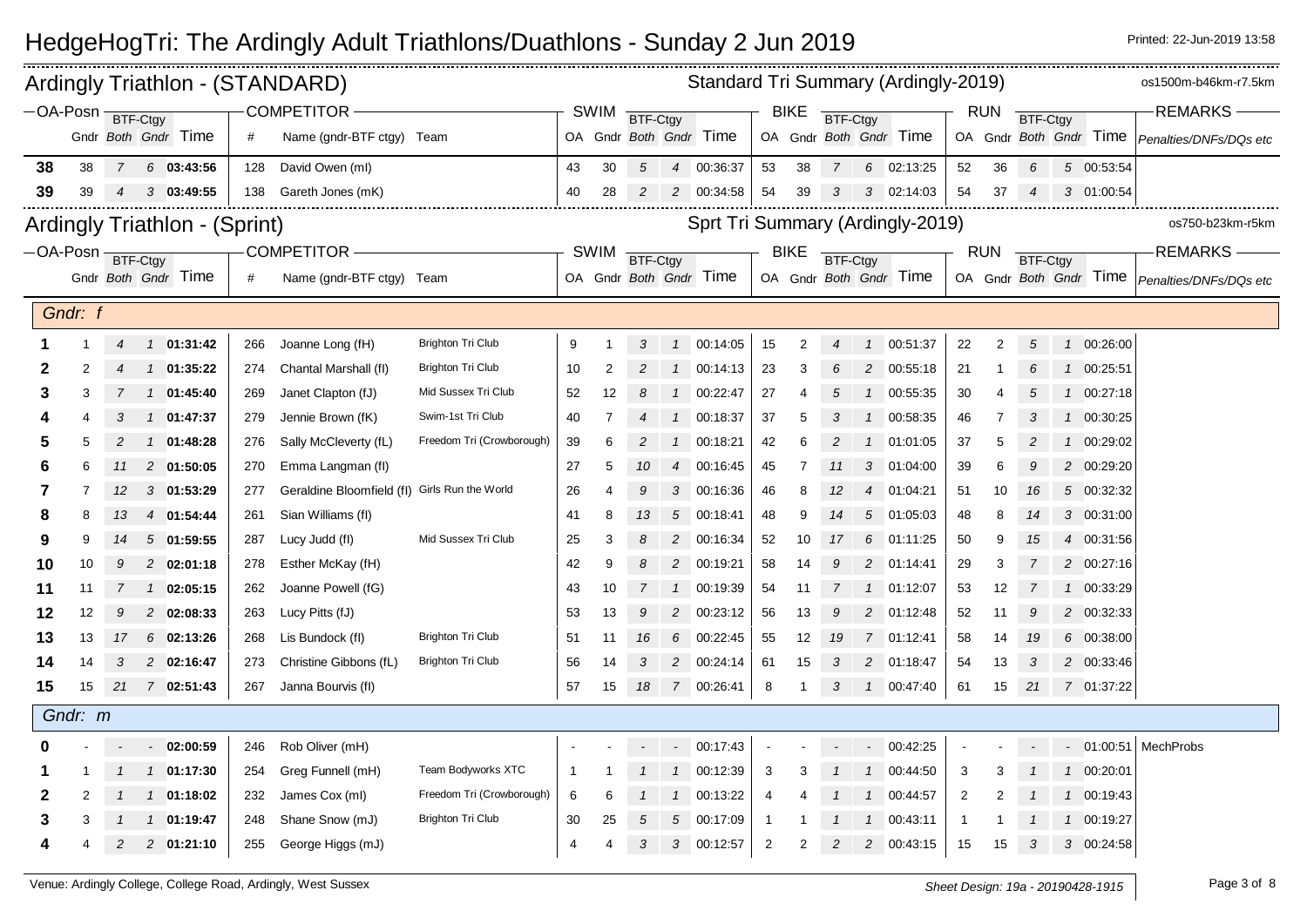# HedgeHogTri: The Ardingly Adult Triathlons/Duathlons - Sunday 2 Jun 2019

Printed: 22-Jun-2019 13:58

## Ardingly Triathlon - (STANDARD)

Standard Tri Summary (Ardingly-2019)

os1500m-b46km-r7.5km

| OA-Posn | Gndr | BTF-Ctgy Both | BTF-Ctgy Gndr | Time | # | Name (gndr-BTF ctgy) | Team | SWIM OA | SWIM Gndr | SWIM BTF-Ctgy Both | SWIM BTF-Ctgy Gndr | SWIM Time | BIKE OA | BIKE Gndr | BIKE BTF-Ctgy Both | BIKE BTF-Ctgy Gndr | BIKE Time | RUN OA | RUN Gndr | RUN BTF-Ctgy Both | RUN BTF-Ctgy Gndr | RUN Time | REMARKS Penalties/DNFs/DQs etc |
|---|---|---|---|---|---|---|---|---|---|---|---|---|---|---|---|---|---|---|---|---|---|---|---|
| **38** | 38 | 7 | 6 | **03:43:56** | 128 | David Owen (mI) | | 43 | 30 | 5 | 4 | 00:36:37 | 53 | 38 | 7 | 6 | 02:13:25 | 52 | 36 | 6 | 5 | 00:53:54 | |
| **39** | 39 | 4 | 3 | **03:49:55** | 138 | Gareth Jones (mK) | | 40 | 28 | 2 | 2 | 00:34:58 | 54 | 39 | 3 | 3 | 02:14:03 | 54 | 37 | 4 | 3 | 01:00:54 | |

## Ardingly Triathlon - (Sprint)

Sprt Tri Summary (Ardingly-2019)

os750-b23km-r5km

| OA-Posn | Gndr | BTF-Ctgy Both | BTF-Ctgy Gndr | Time | # | Name (gndr-BTF ctgy) | Team | SWIM OA | SWIM Gndr | SWIM BTF-Ctgy Both | SWIM BTF-Ctgy Gndr | SWIM Time | BIKE OA | BIKE Gndr | BIKE BTF-Ctgy Both | BIKE BTF-Ctgy Gndr | BIKE Time | RUN OA | RUN Gndr | RUN BTF-Ctgy Both | RUN BTF-Ctgy Gndr | RUN Time | REMARKS Penalties/DNFs/DQs etc |
|---|---|---|---|---|---|---|---|---|---|---|---|---|---|---|---|---|---|---|---|---|---|---|---|
| *Gndr: f* | | | | | | | | | | | | | | | | | | | | | | | |
| **1** | 1 | 4 | 1 | **01:31:42** | 266 | Joanne Long (fH) | Brighton Tri Club | 9 | 1 | 3 | 1 | 00:14:05 | 15 | 2 | 4 | 1 | 00:51:37 | 22 | 2 | 5 | 1 | 00:26:00 | |
| **2** | 2 | 4 | 1 | **01:35:22** | 274 | Chantal Marshall (fI) | Brighton Tri Club | 10 | 2 | 2 | 1 | 00:14:13 | 23 | 3 | 6 | 2 | 00:55:18 | 21 | 1 | 6 | 1 | 00:25:51 | |
| **3** | 3 | 7 | 1 | **01:45:40** | 269 | Janet Clapton (fJ) | Mid Sussex Tri Club | 52 | 12 | 8 | 1 | 00:22:47 | 27 | 4 | 5 | 1 | 00:55:35 | 30 | 4 | 5 | 1 | 00:27:18 | |
| **4** | 4 | 3 | 1 | **01:47:37** | 279 | Jennie Brown (fK) | Swim-1st Tri Club | 40 | 7 | 4 | 1 | 00:18:37 | 37 | 5 | 3 | 1 | 00:58:35 | 46 | 7 | 3 | 1 | 00:30:25 | |
| **5** | 5 | 2 | 1 | **01:48:28** | 276 | Sally McCleverty (fL) | Freedom Tri (Crowborough) | 39 | 6 | 2 | 1 | 00:18:21 | 42 | 6 | 2 | 1 | 01:01:05 | 37 | 5 | 2 | 1 | 00:29:02 | |
| **6** | 6 | 11 | 2 | **01:50:05** | 270 | Emma Langman (fI) | | 27 | 5 | 10 | 4 | 00:16:45 | 45 | 7 | 11 | 3 | 01:04:00 | 39 | 6 | 9 | 2 | 00:29:20 | |
| **7** | 7 | 12 | 3 | **01:53:29** | 277 | Geraldine Bloomfield (fI) | Girls Run the World | 26 | 4 | 9 | 3 | 00:16:36 | 46 | 8 | 12 | 4 | 01:04:21 | 51 | 10 | 16 | 5 | 00:32:32 | |
| **8** | 8 | 13 | 4 | **01:54:44** | 261 | Sian Williams (fI) | | 41 | 8 | 13 | 5 | 00:18:41 | 48 | 9 | 14 | 5 | 01:05:03 | 48 | 8 | 14 | 3 | 00:31:00 | |
| **9** | 9 | 14 | 5 | **01:59:55** | 287 | Lucy Judd (fI) | Mid Sussex Tri Club | 25 | 3 | 8 | 2 | 00:16:34 | 52 | 10 | 17 | 6 | 01:11:25 | 50 | 9 | 15 | 4 | 00:31:56 | |
| **10** | 10 | 9 | 2 | **02:01:18** | 278 | Esther McKay (fH) | | 42 | 9 | 8 | 2 | 00:19:21 | 58 | 14 | 9 | 2 | 01:14:41 | 29 | 3 | 7 | 2 | 00:27:16 | |
| **11** | 11 | 7 | 1 | **02:05:15** | 262 | Joanne Powell (fG) | | 43 | 10 | 7 | 1 | 00:19:39 | 54 | 11 | 7 | 1 | 01:12:07 | 53 | 12 | 7 | 1 | 00:33:29 | |
| **12** | 12 | 9 | 2 | **02:08:33** | 263 | Lucy Pitts (fJ) | | 53 | 13 | 9 | 2 | 00:23:12 | 56 | 13 | 9 | 2 | 01:12:48 | 52 | 11 | 9 | 2 | 00:32:33 | |
| **13** | 13 | 17 | 6 | **02:13:26** | 268 | Lis Bundock (fI) | Brighton Tri Club | 51 | 11 | 16 | 6 | 00:22:45 | 55 | 12 | 19 | 7 | 01:12:41 | 58 | 14 | 19 | 6 | 00:38:00 | |
| **14** | 14 | 3 | 2 | **02:16:47** | 273 | Christine Gibbons (fL) | Brighton Tri Club | 56 | 14 | 3 | 2 | 00:24:14 | 61 | 15 | 3 | 2 | 01:18:47 | 54 | 13 | 3 | 2 | 00:33:46 | |
| **15** | 15 | 21 | 7 | **02:51:43** | 267 | Janna Bourvis (fI) | | 57 | 15 | 18 | 7 | 00:26:41 | 8 | 1 | 3 | 1 | 00:47:40 | 61 | 15 | 21 | 7 | 01:37:22 | |
| *Gndr: m* | | | | | | | | | | | | | | | | | | | | | | | |
| **0** | - | - | - | **02:00:59** | 246 | Rob Oliver (mH) | | - | - | - | - | 00:17:43 | - | - | - | - | 00:42:25 | - | - | - | - | 01:00:51 | MechProbs |
| **1** | 1 | 1 | 1 | **01:17:30** | 254 | Greg Funnell (mH) | Team Bodyworks XTC | 1 | 1 | 1 | 1 | 00:12:39 | 3 | 3 | 1 | 1 | 00:44:50 | 3 | 3 | 1 | 1 | 00:20:01 | |
| **2** | 2 | 1 | 1 | **01:18:02** | 232 | James Cox (mI) | Freedom Tri (Crowborough) | 6 | 6 | 1 | 1 | 00:13:22 | 4 | 4 | 1 | 1 | 00:44:57 | 2 | 2 | 1 | 1 | 00:19:43 | |
| **3** | 3 | 1 | 1 | **01:19:47** | 248 | Shane Snow (mJ) | Brighton Tri Club | 30 | 25 | 5 | 5 | 00:17:09 | 1 | 1 | 1 | 1 | 00:43:11 | 1 | 1 | 1 | 1 | 00:19:27 | |
| **4** | 4 | 2 | 2 | **01:21:10** | 255 | George Higgs (mJ) | | 4 | 4 | 3 | 3 | 00:12:57 | 2 | 2 | 2 | 2 | 00:43:15 | 15 | 15 | 3 | 3 | 00:24:58 | |

Venue: Ardingly College, College Road, Ardingly, West Sussex

Sheet Design: 19a - 20190428-1915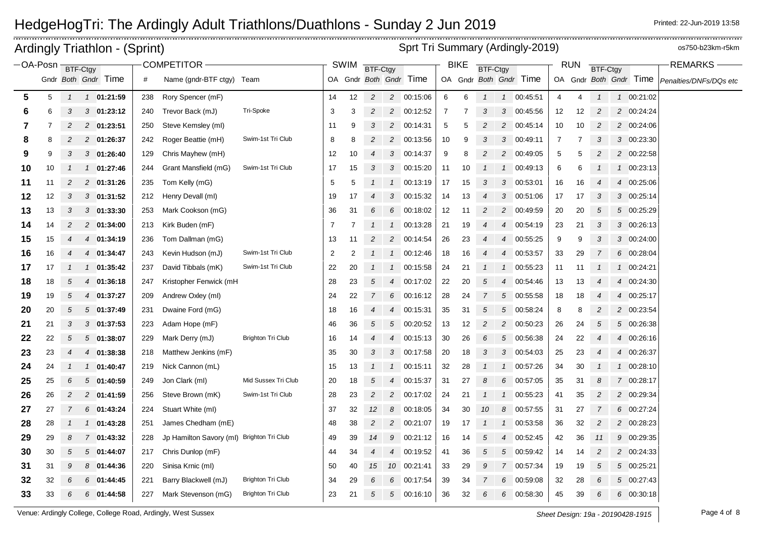# HedgeHogTri: The Ardingly Adult Triathlons/Duathlons - Sunday 2 Jun 2019

Printed: 22-Jun-2019 13:58

## Ardingly Triathlon - (Sprint)

Sprt Tri Summary (Ardingly-2019) os750-b23km-r5km

| OA-Posn | | BTF-Ctgy | | | COMPETITOR | | | SWIM | | BTF-Ctgy | | | BIKE | | BTF-Ctgy | | | RUN | | BTF-Ctgy | | | REMARKS |
|---|---|---|---|---|---|---|---|---|---|---|---|---|---|---|---|---|---|---|---|---|---|---|---|
| | Gndr | Both | Gndr | Time | # | Name (gndr-BTF ctgy) | Team | OA | Gndr | Both | Gndr | Time | OA | Gndr | Both | Gndr | Time | OA | Gndr | Both | Gndr | Time | Penalties/DNFs/DQs etc |
| 5 | 5 | 1 | 1 | 01:21:59 | 238 | Rory Spencer (mF) | | 14 | 12 | 2 | 2 | 00:15:06 | 6 | 6 | 1 | 1 | 00:45:51 | 4 | 4 | 1 | 1 | 00:21:02 | |
| 6 | 6 | 3 | 3 | 01:23:12 | 240 | Trevor Back (mJ) | Tri-Spoke | 3 | 3 | 2 | 2 | 00:12:52 | 7 | 7 | 3 | 3 | 00:45:56 | 12 | 12 | 2 | 2 | 00:24:24 | |
| 7 | 7 | 2 | 2 | 01:23:51 | 250 | Steve Kemsley (mI) | | 11 | 9 | 3 | 2 | 00:14:31 | 5 | 5 | 2 | 2 | 00:45:14 | 10 | 10 | 2 | 2 | 00:24:06 | |
| 8 | 8 | 2 | 2 | 01:26:37 | 242 | Roger Beattie (mH) | Swim-1st Tri Club | 8 | 8 | 2 | 2 | 00:13:56 | 10 | 9 | 3 | 3 | 00:49:11 | 7 | 7 | 3 | 3 | 00:23:30 | |
| 9 | 9 | 3 | 3 | 01:26:40 | 129 | Chris Mayhew (mH) | | 12 | 10 | 4 | 3 | 00:14:37 | 9 | 8 | 2 | 2 | 00:49:05 | 5 | 5 | 2 | 2 | 00:22:58 | |
| 10 | 10 | 1 | 1 | 01:27:46 | 244 | Grant Mansfield (mG) | Swim-1st Tri Club | 17 | 15 | 3 | 3 | 00:15:20 | 11 | 10 | 1 | 1 | 00:49:13 | 6 | 6 | 1 | 1 | 00:23:13 | |
| 11 | 11 | 2 | 2 | 01:31:26 | 235 | Tom Kelly (mG) | | 5 | 5 | 1 | 1 | 00:13:19 | 17 | 15 | 3 | 3 | 00:53:01 | 16 | 16 | 4 | 4 | 00:25:06 | |
| 12 | 12 | 3 | 3 | 01:31:52 | 212 | Henry Devall (mI) | | 19 | 17 | 4 | 3 | 00:15:32 | 14 | 13 | 4 | 3 | 00:51:06 | 17 | 17 | 3 | 3 | 00:25:14 | |
| 13 | 13 | 3 | 3 | 01:33:30 | 253 | Mark Cookson (mG) | | 36 | 31 | 6 | 6 | 00:18:02 | 12 | 11 | 2 | 2 | 00:49:59 | 20 | 20 | 5 | 5 | 00:25:29 | |
| 14 | 14 | 2 | 2 | 01:34:00 | 213 | Kirk Buden (mF) | | 7 | 7 | 1 | 1 | 00:13:28 | 21 | 19 | 4 | 4 | 00:54:19 | 23 | 21 | 3 | 3 | 00:26:13 | |
| 15 | 15 | 4 | 4 | 01:34:19 | 236 | Tom Dallman (mG) | | 13 | 11 | 2 | 2 | 00:14:54 | 26 | 23 | 4 | 4 | 00:55:25 | 9 | 9 | 3 | 3 | 00:24:00 | |
| 16 | 16 | 4 | 4 | 01:34:47 | 243 | Kevin Hudson (mJ) | Swim-1st Tri Club | 2 | 2 | 1 | 1 | 00:12:46 | 18 | 16 | 4 | 4 | 00:53:57 | 33 | 29 | 7 | 6 | 00:28:04 | |
| 17 | 17 | 1 | 1 | 01:35:42 | 237 | David Tibbals (mK) | Swim-1st Tri Club | 22 | 20 | 1 | 1 | 00:15:58 | 24 | 21 | 1 | 1 | 00:55:23 | 11 | 11 | 1 | 1 | 00:24:21 | |
| 18 | 18 | 5 | 4 | 01:36:18 | 247 | Kristopher Fenwick (mH | | 28 | 23 | 5 | 4 | 00:17:02 | 22 | 20 | 5 | 4 | 00:54:46 | 13 | 13 | 4 | 4 | 00:24:30 | |
| 19 | 19 | 5 | 4 | 01:37:27 | 209 | Andrew Oxley (mI) | | 24 | 22 | 7 | 6 | 00:16:12 | 28 | 24 | 7 | 5 | 00:55:58 | 18 | 18 | 4 | 4 | 00:25:17 | |
| 20 | 20 | 5 | 5 | 01:37:49 | 231 | Dwaine Ford (mG) | | 18 | 16 | 4 | 4 | 00:15:31 | 35 | 31 | 5 | 5 | 00:58:24 | 8 | 8 | 2 | 2 | 00:23:54 | |
| 21 | 21 | 3 | 3 | 01:37:53 | 223 | Adam Hope (mF) | | 46 | 36 | 5 | 5 | 00:20:52 | 13 | 12 | 2 | 2 | 00:50:23 | 26 | 24 | 5 | 5 | 00:26:38 | |
| 22 | 22 | 5 | 5 | 01:38:07 | 229 | Mark Derry (mJ) | Brighton Tri Club | 16 | 14 | 4 | 4 | 00:15:13 | 30 | 26 | 6 | 5 | 00:56:38 | 24 | 22 | 4 | 4 | 00:26:16 | |
| 23 | 23 | 4 | 4 | 01:38:38 | 218 | Matthew Jenkins (mF) | | 35 | 30 | 3 | 3 | 00:17:58 | 20 | 18 | 3 | 3 | 00:54:03 | 25 | 23 | 4 | 4 | 00:26:37 | |
| 24 | 24 | 1 | 1 | 01:40:47 | 219 | Nick Cannon (mL) | | 15 | 13 | 1 | 1 | 00:15:11 | 32 | 28 | 1 | 1 | 00:57:26 | 34 | 30 | 1 | 1 | 00:28:10 | |
| 25 | 25 | 6 | 5 | 01:40:59 | 249 | Jon Clark (mI) | Mid Sussex Tri Club | 20 | 18 | 5 | 4 | 00:15:37 | 31 | 27 | 8 | 6 | 00:57:05 | 35 | 31 | 8 | 7 | 00:28:17 | |
| 26 | 26 | 2 | 2 | 01:41:59 | 256 | Steve Brown (mK) | Swim-1st Tri Club | 28 | 23 | 2 | 2 | 00:17:02 | 24 | 21 | 1 | 1 | 00:55:23 | 41 | 35 | 2 | 2 | 00:29:34 | |
| 27 | 27 | 7 | 6 | 01:43:24 | 224 | Stuart White (mI) | | 37 | 32 | 12 | 8 | 00:18:05 | 34 | 30 | 10 | 8 | 00:57:55 | 31 | 27 | 7 | 6 | 00:27:24 | |
| 28 | 28 | 1 | 1 | 01:43:28 | 251 | James Chedham (mE) | | 48 | 38 | 2 | 2 | 00:21:07 | 19 | 17 | 1 | 1 | 00:53:58 | 36 | 32 | 2 | 2 | 00:28:23 | |
| 29 | 29 | 8 | 7 | 01:43:32 | 228 | Jp Hamilton Savory (mI) | Brighton Tri Club | 49 | 39 | 14 | 9 | 00:21:12 | 16 | 14 | 5 | 4 | 00:52:45 | 42 | 36 | 11 | 9 | 00:29:35 | |
| 30 | 30 | 5 | 5 | 01:44:07 | 217 | Chris Dunlop (mF) | | 44 | 34 | 4 | 4 | 00:19:52 | 41 | 36 | 5 | 5 | 00:59:42 | 14 | 14 | 2 | 2 | 00:24:33 | |
| 31 | 31 | 9 | 8 | 01:44:36 | 220 | Sinisa Krnic (mI) | | 50 | 40 | 15 | 10 | 00:21:41 | 33 | 29 | 9 | 7 | 00:57:34 | 19 | 19 | 5 | 5 | 00:25:21 | |
| 32 | 32 | 6 | 6 | 01:44:45 | 221 | Barry Blackwell (mJ) | Brighton Tri Club | 34 | 29 | 6 | 6 | 00:17:54 | 39 | 34 | 7 | 6 | 00:59:08 | 32 | 28 | 6 | 5 | 00:27:43 | |
| 33 | 33 | 6 | 6 | 01:44:58 | 227 | Mark Stevenson (mG) | Brighton Tri Club | 23 | 21 | 5 | 5 | 00:16:10 | 36 | 32 | 6 | 6 | 00:58:30 | 45 | 39 | 6 | 6 | 00:30:18 | |

Venue: Ardingly College, College Road, Ardingly, West Sussex

Sheet Design: 19a - 20190428-1915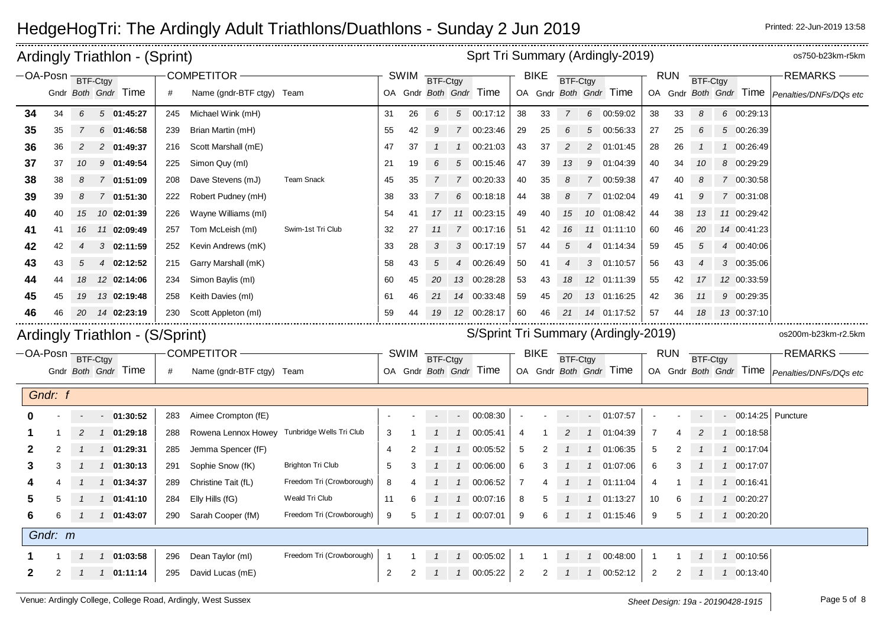# HedgeHogTri: The Ardingly Adult Triathlons/Duathlons - Sunday 2 Jun 2019

Printed: 22-Jun-2019 13:58

## Ardingly Triathlon - (Sprint)

Sprt Tri Summary (Ardingly-2019) — os750-b23km-r5km

| OA-Posn | Gndr | BTF-Ctgy Both | BTF-Ctgy Gndr | Time | # | Name (gndr-BTF ctgy) | Team | SWIM OA | SWIM Gndr | SWIM BTF-Ctgy Both | SWIM BTF-Ctgy Gndr | SWIM Time | BIKE OA | BIKE Gndr | BIKE BTF-Ctgy Both | BIKE BTF-Ctgy Gndr | BIKE Time | RUN OA | RUN Gndr | RUN BTF-Ctgy Both | RUN BTF-Ctgy Gndr | RUN Time | REMARKS Penalties/DNFs/DQs etc |
|---|---|---|---|---|---|---|---|---|---|---|---|---|---|---|---|---|---|---|---|---|---|---|---|
| **34** | 34 | 6 | 5 | **01:45:27** | 245 | Michael Wink (mH) | | 31 | 26 | 6 | 5 | 00:17:12 | 38 | 33 | 7 | 6 | 00:59:02 | 38 | 33 | 8 | 6 | 00:29:13 | |
| **35** | 35 | 7 | 6 | **01:46:58** | 239 | Brian Martin (mH) | | 55 | 42 | 9 | 7 | 00:23:46 | 29 | 25 | 6 | 5 | 00:56:33 | 27 | 25 | 6 | 5 | 00:26:39 | |
| **36** | 36 | 2 | 2 | **01:49:37** | 216 | Scott Marshall (mE) | | 47 | 37 | 1 | 1 | 00:21:03 | 43 | 37 | 2 | 2 | 01:01:45 | 28 | 26 | 1 | 1 | 00:26:49 | |
| **37** | 37 | 10 | 9 | **01:49:54** | 225 | Simon Quy (mI) | | 21 | 19 | 6 | 5 | 00:15:46 | 47 | 39 | 13 | 9 | 01:04:39 | 40 | 34 | 10 | 8 | 00:29:29 | |
| **38** | 38 | 8 | 7 | **01:51:09** | 208 | Dave Stevens (mJ) | Team Snack | 45 | 35 | 7 | 7 | 00:20:33 | 40 | 35 | 8 | 7 | 00:59:38 | 47 | 40 | 8 | 7 | 00:30:58 | |
| **39** | 39 | 8 | 7 | **01:51:30** | 222 | Robert Pudney (mH) | | 38 | 33 | 7 | 6 | 00:18:18 | 44 | 38 | 8 | 7 | 01:02:04 | 49 | 41 | 9 | 7 | 00:31:08 | |
| **40** | 40 | 15 | 10 | **02:01:39** | 226 | Wayne Williams (mI) | | 54 | 41 | 17 | 11 | 00:23:15 | 49 | 40 | 15 | 10 | 01:08:42 | 44 | 38 | 13 | 11 | 00:29:42 | |
| **41** | 41 | 16 | 11 | **02:09:49** | 257 | Tom McLeish (mI) | Swim-1st Tri Club | 32 | 27 | 11 | 7 | 00:17:16 | 51 | 42 | 16 | 11 | 01:11:10 | 60 | 46 | 20 | 14 | 00:41:23 | |
| **42** | 42 | 4 | 3 | **02:11:59** | 252 | Kevin Andrews (mK) | | 33 | 28 | 3 | 3 | 00:17:19 | 57 | 44 | 5 | 4 | 01:14:34 | 59 | 45 | 5 | 4 | 00:40:06 | |
| **43** | 43 | 5 | 4 | **02:12:52** | 215 | Garry Marshall (mK) | | 58 | 43 | 5 | 4 | 00:26:49 | 50 | 41 | 4 | 3 | 01:10:57 | 56 | 43 | 4 | 3 | 00:35:06 | |
| **44** | 44 | 18 | 12 | **02:14:06** | 234 | Simon Baylis (mI) | | 60 | 45 | 20 | 13 | 00:28:28 | 53 | 43 | 18 | 12 | 01:11:39 | 55 | 42 | 17 | 12 | 00:33:59 | |
| **45** | 45 | 19 | 13 | **02:19:48** | 258 | Keith Davies (mI) | | 61 | 46 | 21 | 14 | 00:33:48 | 59 | 45 | 20 | 13 | 01:16:25 | 42 | 36 | 11 | 9 | 00:29:35 | |
| **46** | 46 | 20 | 14 | **02:23:19** | 230 | Scott Appleton (mI) | | 59 | 44 | 19 | 12 | 00:28:17 | 60 | 46 | 21 | 14 | 01:17:52 | 57 | 44 | 18 | 13 | 00:37:10 | |

## Ardingly Triathlon - (S/Sprint)

S/Sprint Tri Summary (Ardingly-2019) — os200m-b23km-r2.5km

| OA-Posn | Gndr | BTF-Ctgy Both | BTF-Ctgy Gndr | Time | # | Name (gndr-BTF ctgy) | Team | SWIM OA | SWIM Gndr | SWIM BTF-Ctgy Both | SWIM BTF-Ctgy Gndr | SWIM Time | BIKE OA | BIKE Gndr | BIKE BTF-Ctgy Both | BIKE BTF-Ctgy Gndr | BIKE Time | RUN OA | RUN Gndr | RUN BTF-Ctgy Both | RUN BTF-Ctgy Gndr | RUN Time | REMARKS Penalties/DNFs/DQs etc |
|---|---|---|---|---|---|---|---|---|---|---|---|---|---|---|---|---|---|---|---|---|---|---|---|
| *Gndr: f* | | | | | | | | | | | | | | | | | | | | | | | |
| **0** | - | - | - | **01:30:52** | 283 | Aimee Crompton (fE) | | - | - | - | - | 00:08:30 | - | - | - | - | 01:07:57 | - | - | - | - | 00:14:25 | Puncture |
| **1** | 1 | 2 | 1 | **01:29:18** | 288 | Rowena Lennox Howey | Tunbridge Wells Tri Club | 3 | 1 | 1 | 1 | 00:05:41 | 4 | 1 | 2 | 1 | 01:04:39 | 7 | 4 | 2 | 1 | 00:18:58 | |
| **2** | 2 | 1 | 1 | **01:29:31** | 285 | Jemma Spencer (fF) | | 4 | 2 | 1 | 1 | 00:05:52 | 5 | 2 | 1 | 1 | 01:06:35 | 5 | 2 | 1 | 1 | 00:17:04 | |
| **3** | 3 | 1 | 1 | **01:30:13** | 291 | Sophie Snow (fK) | Brighton Tri Club | 5 | 3 | 1 | 1 | 00:06:00 | 6 | 3 | 1 | 1 | 01:07:06 | 6 | 3 | 1 | 1 | 00:17:07 | |
| **4** | 4 | 1 | 1 | **01:34:37** | 289 | Christine Tait (fL) | Freedom Tri (Crowborough) | 8 | 4 | 1 | 1 | 00:06:52 | 7 | 4 | 1 | 1 | 01:11:04 | 4 | 1 | 1 | 1 | 00:16:41 | |
| **5** | 5 | 1 | 1 | **01:41:10** | 284 | Elly Hills (fG) | Weald Tri Club | 11 | 6 | 1 | 1 | 00:07:16 | 8 | 5 | 1 | 1 | 01:13:27 | 10 | 6 | 1 | 1 | 00:20:27 | |
| **6** | 6 | 1 | 1 | **01:43:07** | 290 | Sarah Cooper (fM) | Freedom Tri (Crowborough) | 9 | 5 | 1 | 1 | 00:07:01 | 9 | 6 | 1 | 1 | 01:15:46 | 9 | 5 | 1 | 1 | 00:20:20 | |
| *Gndr: m* | | | | | | | | | | | | | | | | | | | | | | | |
| **1** | 1 | 1 | 1 | **01:03:58** | 296 | Dean Taylor (mI) | Freedom Tri (Crowborough) | 1 | 1 | 1 | 1 | 00:05:02 | 1 | 1 | 1 | 1 | 00:48:00 | 1 | 1 | 1 | 1 | 00:10:56 | |
| **2** | 2 | 1 | 1 | **01:11:14** | 295 | David Lucas (mE) | | 2 | 2 | 1 | 1 | 00:05:22 | 2 | 2 | 1 | 1 | 00:52:12 | 2 | 2 | 1 | 1 | 00:13:40 | |

Venue: Ardingly College, College Road, Ardingly, West Sussex

Sheet Design: 19a - 20190428-1915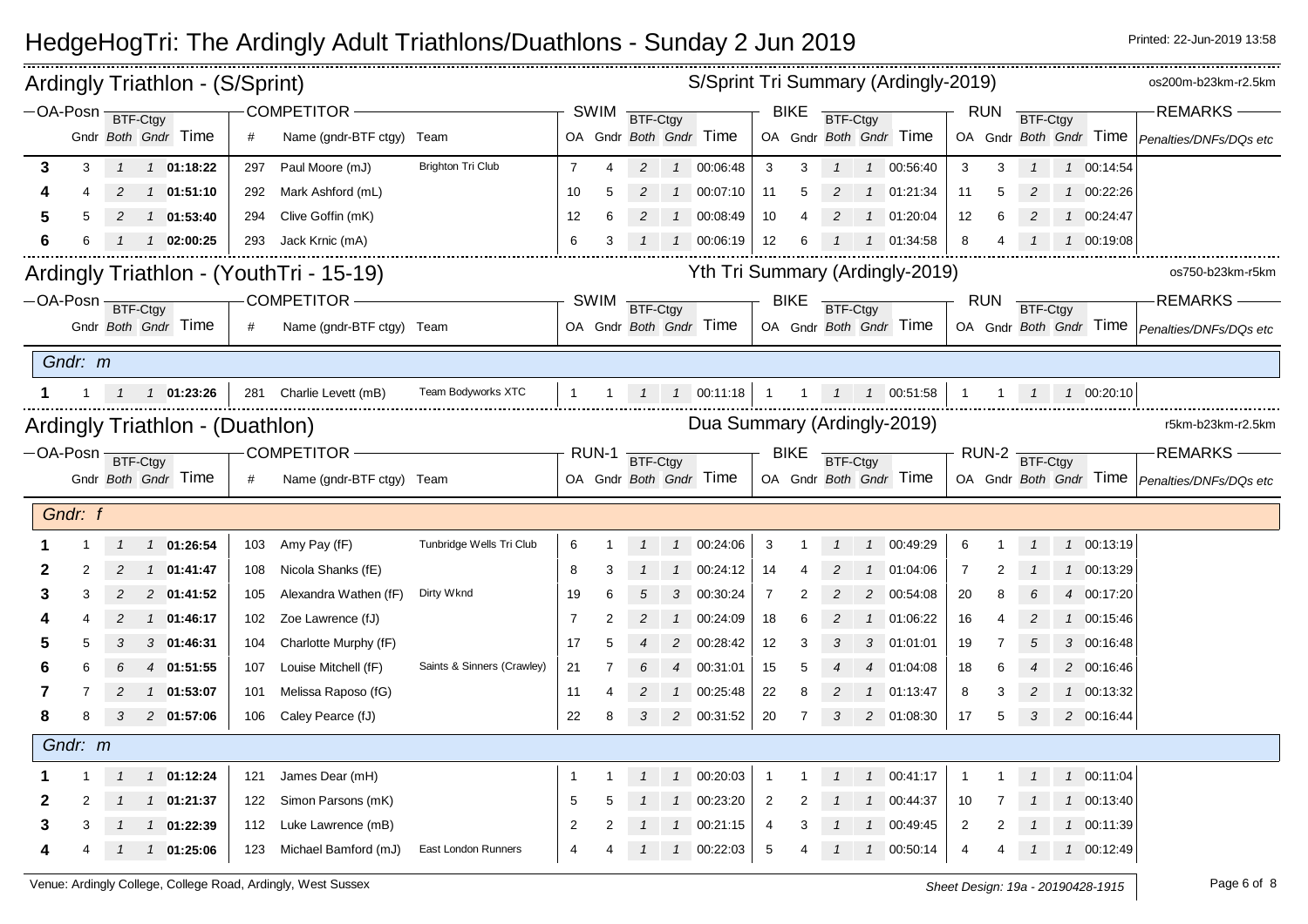# HedgeHogTri: The Ardingly Adult Triathlons/Duathlons - Sunday 2 Jun 2019

Printed: 22-Jun-2019 13:58

## Ardingly Triathlon - (S/Sprint)

S/Sprint Tri Summary (Ardingly-2019) — os200m-b23km-r2.5km

| OA-Posn | Gndr | BTF-Ctgy Both | BTF-Ctgy Gndr | Time | # | Name (gndr-BTF ctgy) | Team | SWIM OA | SWIM Gndr | SWIM BTF-Ctgy Both | SWIM BTF-Ctgy Gndr | SWIM Time | BIKE OA | BIKE Gndr | BIKE BTF-Ctgy Both | BIKE BTF-Ctgy Gndr | BIKE Time | RUN OA | RUN Gndr | RUN BTF-Ctgy Both | RUN BTF-Ctgy Gndr | RUN Time | REMARKS Penalties/DNFs/DQs etc |
|---|---|---|---|---|---|---|---|---|---|---|---|---|---|---|---|---|---|---|---|---|---|---|---|
| 3 | 3 | 1 | 1 | 01:18:22 | 297 | Paul Moore (mJ) | Brighton Tri Club | 7 | 4 | 2 | 1 | 00:06:48 | 3 | 3 | 1 | 1 | 00:56:40 | 3 | 3 | 1 | 1 | 00:14:54 | |
| 4 | 4 | 2 | 1 | 01:51:10 | 292 | Mark Ashford (mL) | | 10 | 5 | 2 | 1 | 00:07:10 | 11 | 5 | 2 | 1 | 01:21:34 | 11 | 5 | 2 | 1 | 00:22:26 | |
| 5 | 5 | 2 | 1 | 01:53:40 | 294 | Clive Goffin (mK) | | 12 | 6 | 2 | 1 | 00:08:49 | 10 | 4 | 2 | 1 | 01:20:04 | 12 | 6 | 2 | 1 | 00:24:47 | |
| 6 | 6 | 1 | 1 | 02:00:25 | 293 | Jack Krnic (mA) | | 6 | 3 | 1 | 1 | 00:06:19 | 12 | 6 | 1 | 1 | 01:34:58 | 8 | 4 | 1 | 1 | 00:19:08 | |

## Ardingly Triathlon - (YouthTri - 15-19)

Yth Tri Summary (Ardingly-2019) — os750-b23km-r5km

| OA-Posn | Gndr | BTF-Ctgy Both | BTF-Ctgy Gndr | Time | # | Name (gndr-BTF ctgy) | Team | SWIM OA | SWIM Gndr | SWIM BTF-Ctgy Both | SWIM BTF-Ctgy Gndr | SWIM Time | BIKE OA | BIKE Gndr | BIKE BTF-Ctgy Both | BIKE BTF-Ctgy Gndr | BIKE Time | RUN OA | RUN Gndr | RUN BTF-Ctgy Both | RUN BTF-Ctgy Gndr | RUN Time | REMARKS Penalties/DNFs/DQs etc |
|---|---|---|---|---|---|---|---|---|---|---|---|---|---|---|---|---|---|---|---|---|---|---|---|
| *Gndr: m* | | | | | | | | | | | | | | | | | | | | | | | |
| 1 | 1 | 1 | 1 | 01:23:26 | 281 | Charlie Levett (mB) | Team Bodyworks XTC | 1 | 1 | 1 | 1 | 00:11:18 | 1 | 1 | 1 | 1 | 00:51:58 | 1 | 1 | 1 | 1 | 00:20:10 | |

## Ardingly Triathlon - (Duathlon)

Dua Summary (Ardingly-2019) — r5km-b23km-r2.5km

| OA-Posn | Gndr | BTF-Ctgy Both | BTF-Ctgy Gndr | Time | # | Name (gndr-BTF ctgy) | Team | RUN-1 OA | RUN-1 Gndr | RUN-1 BTF-Ctgy Both | RUN-1 BTF-Ctgy Gndr | RUN-1 Time | BIKE OA | BIKE Gndr | BIKE BTF-Ctgy Both | BIKE BTF-Ctgy Gndr | BIKE Time | RUN-2 OA | RUN-2 Gndr | RUN-2 BTF-Ctgy Both | RUN-2 BTF-Ctgy Gndr | RUN-2 Time | REMARKS Penalties/DNFs/DQs etc |
|---|---|---|---|---|---|---|---|---|---|---|---|---|---|---|---|---|---|---|---|---|---|---|---|
| *Gndr: f* | | | | | | | | | | | | | | | | | | | | | | | |
| 1 | 1 | 1 | 1 | 01:26:54 | 103 | Amy Pay (fF) | Tunbridge Wells Tri Club | 6 | 1 | 1 | 1 | 00:24:06 | 3 | 1 | 1 | 1 | 00:49:29 | 6 | 1 | 1 | 1 | 00:13:19 | |
| 2 | 2 | 2 | 1 | 01:41:47 | 108 | Nicola Shanks (fE) | | 8 | 3 | 1 | 1 | 00:24:12 | 14 | 4 | 2 | 1 | 01:04:06 | 7 | 2 | 1 | 1 | 00:13:29 | |
| 3 | 3 | 2 | 2 | 01:41:52 | 105 | Alexandra Wathen (fF) | Dirty Wknd | 19 | 6 | 5 | 3 | 00:30:24 | 7 | 2 | 2 | 2 | 00:54:08 | 20 | 8 | 6 | 4 | 00:17:20 | |
| 4 | 4 | 2 | 1 | 01:46:17 | 102 | Zoe Lawrence (fJ) | | 7 | 2 | 2 | 1 | 00:24:09 | 18 | 6 | 2 | 1 | 01:06:22 | 16 | 4 | 2 | 1 | 00:15:46 | |
| 5 | 5 | 3 | 3 | 01:46:31 | 104 | Charlotte Murphy (fF) | | 17 | 5 | 4 | 2 | 00:28:42 | 12 | 3 | 3 | 3 | 01:01:01 | 19 | 7 | 5 | 3 | 00:16:48 | |
| 6 | 6 | 6 | 4 | 01:51:55 | 107 | Louise Mitchell (fF) | Saints & Sinners (Crawley) | 21 | 7 | 6 | 4 | 00:31:01 | 15 | 5 | 4 | 4 | 01:04:08 | 18 | 6 | 4 | 2 | 00:16:46 | |
| 7 | 7 | 2 | 1 | 01:53:07 | 101 | Melissa Raposo (fG) | | 11 | 4 | 2 | 1 | 00:25:48 | 22 | 8 | 2 | 1 | 01:13:47 | 8 | 3 | 2 | 1 | 00:13:32 | |
| 8 | 8 | 3 | 2 | 01:57:06 | 106 | Caley Pearce (fJ) | | 22 | 8 | 3 | 2 | 00:31:52 | 20 | 7 | 3 | 2 | 01:08:30 | 17 | 5 | 3 | 2 | 00:16:44 | |
| *Gndr: m* | | | | | | | | | | | | | | | | | | | | | | | |
| 1 | 1 | 1 | 1 | 01:12:24 | 121 | James Dear (mH) | | 1 | 1 | 1 | 1 | 00:20:03 | 1 | 1 | 1 | 1 | 00:41:17 | 1 | 1 | 1 | 1 | 00:11:04 | |
| 2 | 2 | 1 | 1 | 01:21:37 | 122 | Simon Parsons (mK) | | 5 | 5 | 1 | 1 | 00:23:20 | 2 | 2 | 1 | 1 | 00:44:37 | 10 | 7 | 1 | 1 | 00:13:40 | |
| 3 | 3 | 1 | 1 | 01:22:39 | 112 | Luke Lawrence (mB) | | 2 | 2 | 1 | 1 | 00:21:15 | 4 | 3 | 1 | 1 | 00:49:45 | 2 | 2 | 1 | 1 | 00:11:39 | |
| 4 | 4 | 1 | 1 | 01:25:06 | 123 | Michael Bamford (mJ) | East London Runners | 4 | 4 | 1 | 1 | 00:22:03 | 5 | 4 | 1 | 1 | 00:50:14 | 4 | 4 | 1 | 1 | 00:12:49 | |

Venue: Ardingly College, College Road, Ardingly, West Sussex

*Sheet Design: 19a - 20190428-1915*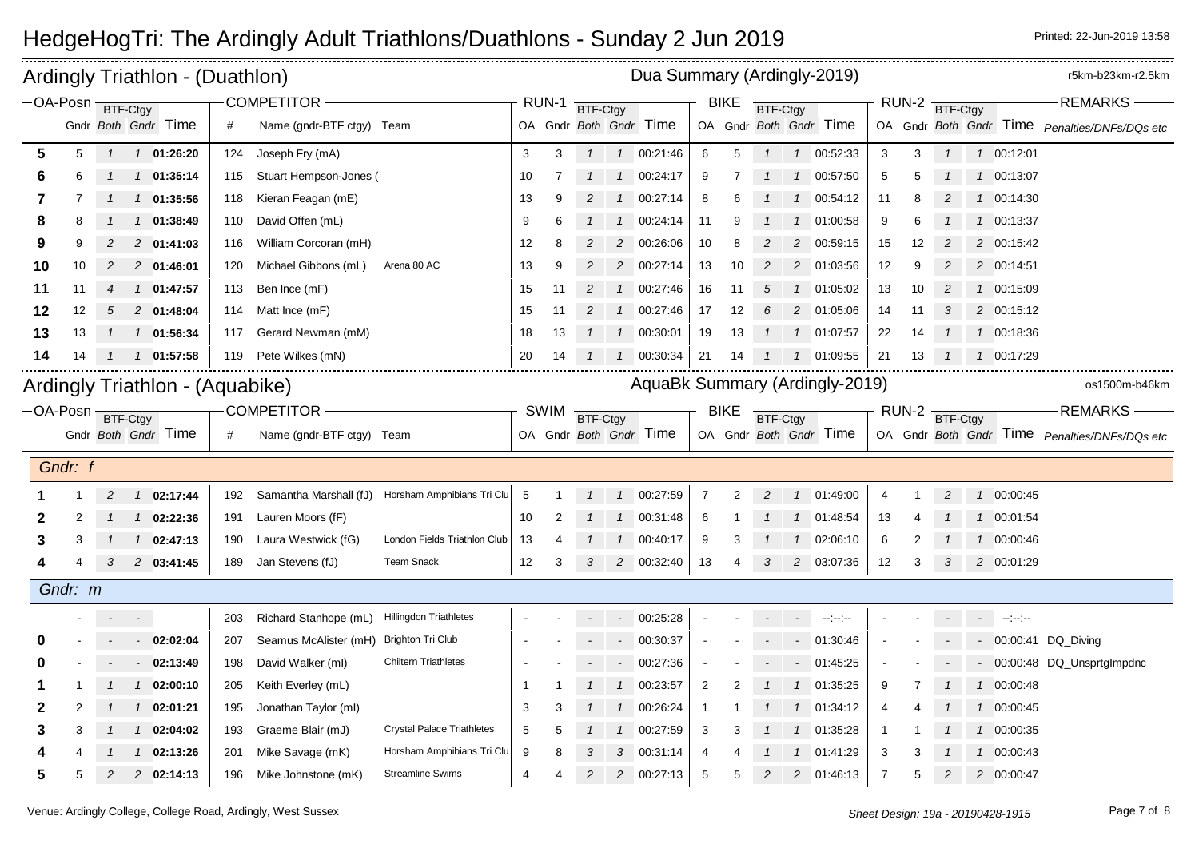# HedgeHogTri: The Ardingly Adult Triathlons/Duathlons - Sunday 2 Jun 2019

Printed: 22-Jun-2019 13:58

## Ardingly Triathlon - (Duathlon)

Dua Summary (Ardingly-2019) — r5km-b23km-r2.5km

| OA-Posn | Gndr | BTF-Ctgy Both | BTF-Ctgy Gndr | Time | # | Name (gndr-BTF ctgy) | Team | RUN-1 OA | RUN-1 Gndr | BTF-Ctgy Both | BTF-Ctgy Gndr | Time | BIKE OA | BIKE Gndr | BTF-Ctgy Both | BTF-Ctgy Gndr | Time | RUN-2 OA | RUN-2 Gndr | BTF-Ctgy Both | BTF-Ctgy Gndr | Time | REMARKS Penalties/DNFs/DQs etc |
|---|---|---|---|---|---|---|---|---|---|---|---|---|---|---|---|---|---|---|---|---|---|---|---|
| **5** | 5 | 1 | 1 | **01:26:20** | 124 | Joseph Fry (mA) | | 3 | 3 | 1 | 1 | 00:21:46 | 6 | 5 | 1 | 1 | 00:52:33 | 3 | 3 | 1 | 1 | 00:12:01 | |
| **6** | 6 | 1 | 1 | **01:35:14** | 115 | Stuart Hempson-Jones ( | | 10 | 7 | 1 | 1 | 00:24:17 | 9 | 7 | 1 | 1 | 00:57:50 | 5 | 5 | 1 | 1 | 00:13:07 | |
| **7** | 7 | 1 | 1 | **01:35:56** | 118 | Kieran Feagan (mE) | | 13 | 9 | 2 | 1 | 00:27:14 | 8 | 6 | 1 | 1 | 00:54:12 | 11 | 8 | 2 | 1 | 00:14:30 | |
| **8** | 8 | 1 | 1 | **01:38:49** | 110 | David Offen (mL) | | 9 | 6 | 1 | 1 | 00:24:14 | 11 | 9 | 1 | 1 | 01:00:58 | 9 | 6 | 1 | 1 | 00:13:37 | |
| **9** | 9 | 2 | 2 | **01:41:03** | 116 | William Corcoran (mH) | | 12 | 8 | 2 | 2 | 00:26:06 | 10 | 8 | 2 | 2 | 00:59:15 | 15 | 12 | 2 | 2 | 00:15:42 | |
| **10** | 10 | 2 | 2 | **01:46:01** | 120 | Michael Gibbons (mL) | Arena 80 AC | 13 | 9 | 2 | 2 | 00:27:14 | 13 | 10 | 2 | 2 | 01:03:56 | 12 | 9 | 2 | 2 | 00:14:51 | |
| **11** | 11 | 4 | 1 | **01:47:57** | 113 | Ben Ince (mF) | | 15 | 11 | 2 | 1 | 00:27:46 | 16 | 11 | 5 | 1 | 01:05:02 | 13 | 10 | 2 | 1 | 00:15:09 | |
| **12** | 12 | 5 | 2 | **01:48:04** | 114 | Matt Ince (mF) | | 15 | 11 | 2 | 1 | 00:27:46 | 17 | 12 | 6 | 2 | 01:05:06 | 14 | 11 | 3 | 2 | 00:15:12 | |
| **13** | 13 | 1 | 1 | **01:56:34** | 117 | Gerard Newman (mM) | | 18 | 13 | 1 | 1 | 00:30:01 | 19 | 13 | 1 | 1 | 01:07:57 | 22 | 14 | 1 | 1 | 00:18:36 | |
| **14** | 14 | 1 | 1 | **01:57:58** | 119 | Pete Wilkes (mN) | | 20 | 14 | 1 | 1 | 00:30:34 | 21 | 14 | 1 | 1 | 01:09:55 | 21 | 13 | 1 | 1 | 00:17:29 | |

## Ardingly Triathlon - (Aquabike)

AquaBk Summary (Ardingly-2019) — os1500m-b46km

| OA-Posn | Gndr | BTF-Ctgy Both | BTF-Ctgy Gndr | Time | # | Name (gndr-BTF ctgy) | Team | SWIM OA | SWIM Gndr | BTF-Ctgy Both | BTF-Ctgy Gndr | Time | BIKE OA | BIKE Gndr | BTF-Ctgy Both | BTF-Ctgy Gndr | Time | RUN-2 OA | RUN-2 Gndr | BTF-Ctgy Both | BTF-Ctgy Gndr | Time | REMARKS Penalties/DNFs/DQs etc |
|---|---|---|---|---|---|---|---|---|---|---|---|---|---|---|---|---|---|---|---|---|---|---|---|
| *Gndr: f* | | | | | | | | | | | | | | | | | | | | | | | |
| **1** | 1 | 2 | 1 | **02:17:44** | 192 | Samantha Marshall (fJ) | Horsham Amphibians Tri Clu | 5 | 1 | 1 | 1 | 00:27:59 | 7 | 2 | 2 | 1 | 01:49:00 | 4 | 1 | 2 | 1 | 00:00:45 | |
| **2** | 2 | 1 | 1 | **02:22:36** | 191 | Lauren Moors (fF) | | 10 | 2 | 1 | 1 | 00:31:48 | 6 | 1 | 1 | 1 | 01:48:54 | 13 | 4 | 1 | 1 | 00:01:54 | |
| **3** | 3 | 1 | 1 | **02:47:13** | 190 | Laura Westwick (fG) | London Fields Triathlon Club | 13 | 4 | 1 | 1 | 00:40:17 | 9 | 3 | 1 | 1 | 02:06:10 | 6 | 2 | 1 | 1 | 00:00:46 | |
| **4** | 4 | 3 | 2 | **03:41:45** | 189 | Jan Stevens (fJ) | Team Snack | 12 | 3 | 3 | 2 | 00:32:40 | 13 | 4 | 3 | 2 | 03:07:36 | 12 | 3 | 3 | 2 | 00:01:29 | |
| *Gndr: m* | | | | | | | | | | | | | | | | | | | | | | | |
| | - | - | - | | 203 | Richard Stanhope (mL) | Hillingdon Triathletes | - | - | - | - | 00:25:28 | - | - | - | - | --:--:-- | - | - | - | - | --:--:-- | |
| **0** | - | - | - | **02:02:04** | 207 | Seamus McAlister (mH) | Brighton Tri Club | - | - | - | - | 00:30:37 | - | - | - | - | 01:30:46 | - | - | - | - | 00:00:41 | DQ_Diving |
| **0** | - | - | - | **02:13:49** | 198 | David Walker (mI) | Chiltern Triathletes | - | - | - | - | 00:27:36 | - | - | - | - | 01:45:25 | - | - | - | - | 00:00:48 | DQ_UnsprtgImpdnc |
| **1** | 1 | 1 | 1 | **02:00:10** | 205 | Keith Everley (mL) | | 1 | 1 | 1 | 1 | 00:23:57 | 2 | 2 | 1 | 1 | 01:35:25 | 9 | 7 | 1 | 1 | 00:00:48 | |
| **2** | 2 | 1 | 1 | **02:01:21** | 195 | Jonathan Taylor (mI) | | 3 | 3 | 1 | 1 | 00:26:24 | 1 | 1 | 1 | 1 | 01:34:12 | 4 | 4 | 1 | 1 | 00:00:45 | |
| **3** | 3 | 1 | 1 | **02:04:02** | 193 | Graeme Blair (mJ) | Crystal Palace Triathletes | 5 | 5 | 1 | 1 | 00:27:59 | 3 | 3 | 1 | 1 | 01:35:28 | 1 | 1 | 1 | 1 | 00:00:35 | |
| **4** | 4 | 1 | 1 | **02:13:26** | 201 | Mike Savage (mK) | Horsham Amphibians Tri Clu | 9 | 8 | 3 | 3 | 00:31:14 | 4 | 4 | 1 | 1 | 01:41:29 | 3 | 3 | 1 | 1 | 00:00:43 | |
| **5** | 5 | 2 | 2 | **02:14:13** | 196 | Mike Johnstone (mK) | Streamline Swims | 4 | 4 | 2 | 2 | 00:27:13 | 5 | 5 | 2 | 2 | 01:46:13 | 7 | 5 | 2 | 2 | 00:00:47 | |

Venue: Ardingly College, College Road, Ardingly, West Sussex — Sheet Design: 19a - 20190428-1915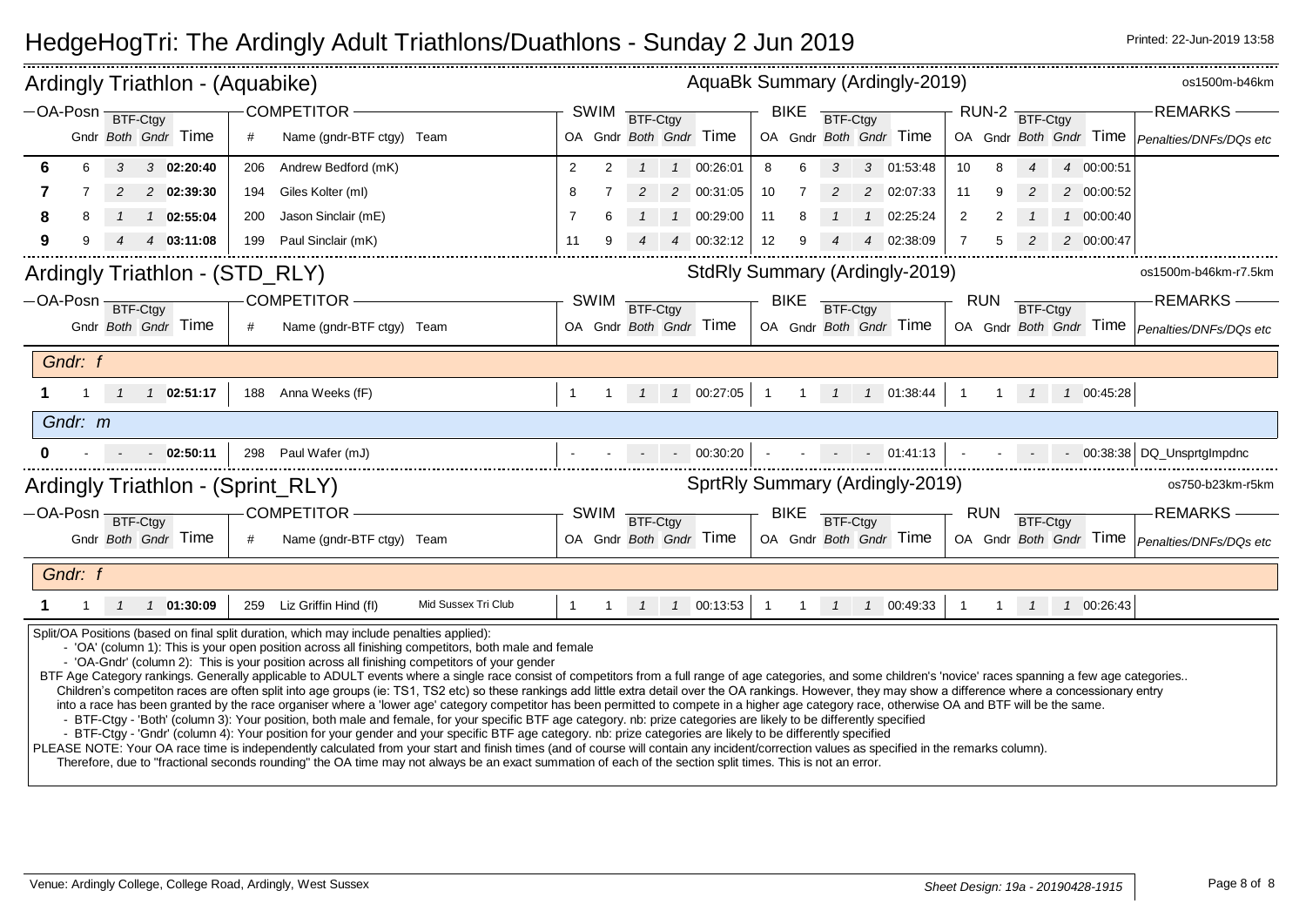# HedgeHogTri: The Ardingly Adult Triathlons/Duathlons - Sunday 2 Jun 2019

Printed: 22-Jun-2019 13:58

## Ardingly Triathlon - (Aquabike)

AquaBk Summary (Ardingly-2019) — os1500m-b46km

| OA-Posn | Gndr | BTF-Ctgy Both | BTF-Ctgy Gndr | Time | # | Name (gndr-BTF ctgy) | Team | SWIM OA | SWIM Gndr | SWIM BTF-Ctgy Both | SWIM BTF-Ctgy Gndr | SWIM Time | BIKE OA | BIKE Gndr | BIKE BTF-Ctgy Both | BIKE BTF-Ctgy Gndr | BIKE Time | RUN-2 OA | RUN-2 Gndr | RUN-2 BTF-Ctgy Both | RUN-2 BTF-Ctgy Gndr | RUN-2 Time | REMARKS Penalties/DNFs/DQs etc |
|---|---|---|---|---|---|---|---|---|---|---|---|---|---|---|---|---|---|---|---|---|---|---|---|
| 6 | 6 | 3 | 3 | 02:20:40 | 206 | Andrew Bedford (mK) | | 2 | 2 | 1 | 1 | 00:26:01 | 8 | 6 | 3 | 3 | 01:53:48 | 10 | 8 | 4 | 4 | 00:00:51 | |
| 7 | 7 | 2 | 2 | 02:39:30 | 194 | Giles Kolter (mI) | | 8 | 7 | 2 | 2 | 00:31:05 | 10 | 7 | 2 | 2 | 02:07:33 | 11 | 9 | 2 | 2 | 00:00:52 | |
| 8 | 8 | 1 | 1 | 02:55:04 | 200 | Jason Sinclair (mE) | | 7 | 6 | 1 | 1 | 00:29:00 | 11 | 8 | 1 | 1 | 02:25:24 | 2 | 2 | 1 | 1 | 00:00:40 | |
| 9 | 9 | 4 | 4 | 03:11:08 | 199 | Paul Sinclair (mK) | | 11 | 9 | 4 | 4 | 00:32:12 | 12 | 9 | 4 | 4 | 02:38:09 | 7 | 5 | 2 | 2 | 00:00:47 | |

## Ardingly Triathlon - (STD_RLY)

StdRly Summary (Ardingly-2019) — os1500m-b46km-r7.5km

| OA-Posn | Gndr | BTF-Ctgy Both | BTF-Ctgy Gndr | Time | # | Name (gndr-BTF ctgy) | Team | SWIM OA | SWIM Gndr | SWIM BTF-Ctgy Both | SWIM BTF-Ctgy Gndr | SWIM Time | BIKE OA | BIKE Gndr | BIKE BTF-Ctgy Both | BIKE BTF-Ctgy Gndr | BIKE Time | RUN OA | RUN Gndr | RUN BTF-Ctgy Both | RUN BTF-Ctgy Gndr | RUN Time | REMARKS Penalties/DNFs/DQs etc |
|---|---|---|---|---|---|---|---|---|---|---|---|---|---|---|---|---|---|---|---|---|---|---|---|
| *Gndr: f* | | | | | | | | | | | | | | | | | | | | | | | |
| 1 | 1 | 1 | 1 | 02:51:17 | 188 | Anna Weeks (fF) | | 1 | 1 | 1 | 1 | 00:27:05 | 1 | 1 | 1 | 1 | 01:38:44 | 1 | 1 | 1 | 1 | 00:45:28 | |
| *Gndr: m* | | | | | | | | | | | | | | | | | | | | | | | |
| 0 | - | - | - | 02:50:11 | 298 | Paul Wafer (mJ) | | - | - | - | - | 00:30:20 | - | - | - | - | 01:41:13 | - | - | - | - | 00:38:38 | DQ_UnsprtgImpdnc |

## Ardingly Triathlon - (Sprint_RLY)

SprtRly Summary (Ardingly-2019) — os750-b23km-r5km

| OA-Posn | Gndr | BTF-Ctgy Both | BTF-Ctgy Gndr | Time | # | Name (gndr-BTF ctgy) | Team | SWIM OA | SWIM Gndr | SWIM BTF-Ctgy Both | SWIM BTF-Ctgy Gndr | SWIM Time | BIKE OA | BIKE Gndr | BIKE BTF-Ctgy Both | BIKE BTF-Ctgy Gndr | BIKE Time | RUN OA | RUN Gndr | RUN BTF-Ctgy Both | RUN BTF-Ctgy Gndr | RUN Time | REMARKS Penalties/DNFs/DQs etc |
|---|---|---|---|---|---|---|---|---|---|---|---|---|---|---|---|---|---|---|---|---|---|---|---|
| *Gndr: f* | | | | | | | | | | | | | | | | | | | | | | | |
| 1 | 1 | 1 | 1 | 01:30:09 | 259 | Liz Griffin Hind (fI) | Mid Sussex Tri Club | 1 | 1 | 1 | 1 | 00:13:53 | 1 | 1 | 1 | 1 | 00:49:33 | 1 | 1 | 1 | 1 | 00:26:43 | |

Split/OA Positions (based on final split duration, which may include penalties applied):

- 'OA' (column 1): This is your open position across all finishing competitors, both male and female
- 'OA-Gndr' (column 2): This is your position across all finishing competitors of your gender

BTF Age Category rankings. Generally applicable to ADULT events where a single race consist of competitors from a full range of age categories, and some children's 'novice' races spanning a few age categories.. Children's competiton races are often split into age groups (ie: TS1, TS2 etc) so these rankings add little extra detail over the OA rankings. However, they may show a difference where a concessionary entry into a race has been granted by the race organiser where a 'lower age' category competitor has been permitted to compete in a higher age category race, otherwise OA and BTF will be the same.

- BTF-Ctgy - 'Both' (column 3): Your position, both male and female, for your specific BTF age category. nb: prize categories are likely to be differently specified
- BTF-Ctgy - 'Gndr' (column 4): Your position for your gender and your specific BTF age category. nb: prize categories are likely to be differently specified

PLEASE NOTE: Your OA race time is independently calculated from your start and finish times (and of course will contain any incident/correction values as specified in the remarks column). Therefore, due to "fractional seconds rounding" the OA time may not always be an exact summation of each of the section split times. This is not an error.

Venue: Ardingly College, College Road, Ardingly, West Sussex

Sheet Design: 19a - 20190428-1915